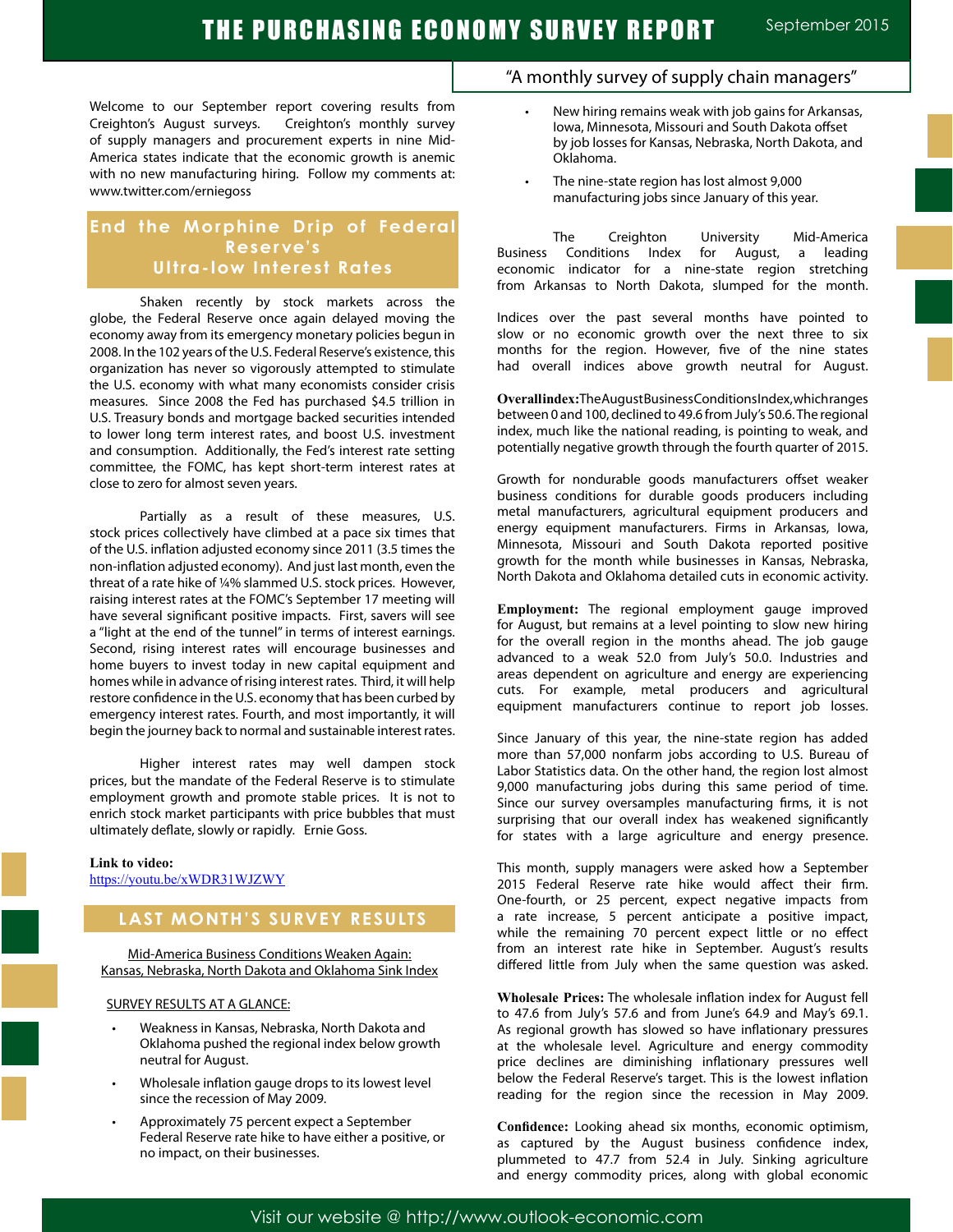# THE PURCHASING ECONOMY SURVEY REPORT

September 2015

"A monthly survey of supply chain managers"

Welcome to our September report covering results from Creighton's August surveys. Creighton's monthly survey of supply managers and procurement experts in nine Mid-America states indicate that the economic growth is anemic with no new manufacturing hiring. Follow my comments at: www.twitter.com/erniegoss

## End the Morphine Drip of Federal Reserve's Ultra-low Interest Rates

Shaken recently by stock markets across the globe, the Federal Reserve once again delayed moving the economy away from its emergency monetary policies begun in 2008. In the 102 years of the U.S. Federal Reserve's existence, this organization has never so vigorously attempted to stimulate the U.S. economy with what many economists consider crisis measures. Since 2008 the Fed has purchased $4.5 trillion in U.S. Treasury bonds and mortgage backed securities intended to lower long term interest rates, and boost U.S. investment and consumption. Additionally, the Fed's interest rate setting committee, the FOMC, has kept short-term interest rates at close to zero for almost seven years.

Partially as a result of these measures, U.S. stock prices collectively have climbed at a pace six times that of the U.S. inflation adjusted economy since 2011 (3.5 times the non-inflation adjusted economy). And just last month, even the threat of a rate hike of ¼% slammed U.S. stock prices. However, raising interest rates at the FOMC's September 17 meeting will have several significant positive impacts. First, savers will see a "light at the end of the tunnel" in terms of interest earnings. Second, rising interest rates will encourage businesses and home buyers to invest today in new capital equipment and homes while in advance of rising interest rates. Third, it will help restore confidence in the U.S. economy that has been curbed by emergency interest rates. Fourth, and most importantly, it will begin the journey back to normal and sustainable interest rates.

Higher interest rates may well dampen stock prices, but the mandate of the Federal Reserve is to stimulate employment growth and promote stable prices. It is not to enrich stock market participants with price bubbles that must ultimately deflate, slowly or rapidly. Ernie Goss.

**Link to video:**
https://youtu.be/xWDR31WJZWY

## LAST MONTH'S SURVEY RESULTS

Mid-America Business Conditions Weaken Again:
Kansas, Nebraska, North Dakota and Oklahoma Sink Index

SURVEY RESULTS AT A GLANCE:

- Weakness in Kansas, Nebraska, North Dakota and Oklahoma pushed the regional index below growth neutral for August.
- Wholesale inflation gauge drops to its lowest level since the recession of May 2009.
- Approximately 75 percent expect a September Federal Reserve rate hike to have either a positive, or no impact, on their businesses.
- New hiring remains weak with job gains for Arkansas, Iowa, Minnesota, Missouri and South Dakota offset by job losses for Kansas, Nebraska, North Dakota, and Oklahoma.
- The nine-state region has lost almost 9,000 manufacturing jobs since January of this year.

The Creighton University Mid-America Business Conditions Index for August, a leading economic indicator for a nine-state region stretching from Arkansas to North Dakota, slumped for the month.

Indices over the past several months have pointed to slow or no economic growth over the next three to six months for the region. However, five of the nine states had overall indices above growth neutral for August.

**Overall index:** The August Business Conditions Index, which ranges between 0 and 100, declined to 49.6 from July's 50.6. The regional index, much like the national reading, is pointing to weak, and potentially negative growth through the fourth quarter of 2015.

Growth for nondurable goods manufacturers offset weaker business conditions for durable goods producers including metal manufacturers, agricultural equipment producers and energy equipment manufacturers. Firms in Arkansas, Iowa, Minnesota, Missouri and South Dakota reported positive growth for the month while businesses in Kansas, Nebraska, North Dakota and Oklahoma detailed cuts in economic activity.

**Employment:** The regional employment gauge improved for August, but remains at a level pointing to slow new hiring for the overall region in the months ahead. The job gauge advanced to a weak 52.0 from July's 50.0. Industries and areas dependent on agriculture and energy are experiencing cuts. For example, metal producers and agricultural equipment manufacturers continue to report job losses.

Since January of this year, the nine-state region has added more than 57,000 nonfarm jobs according to U.S. Bureau of Labor Statistics data. On the other hand, the region lost almost 9,000 manufacturing jobs during this same period of time. Since our survey oversamples manufacturing firms, it is not surprising that our overall index has weakened significantly for states with a large agriculture and energy presence.

This month, supply managers were asked how a September 2015 Federal Reserve rate hike would affect their firm. One-fourth, or 25 percent, expect negative impacts from a rate increase, 5 percent anticipate a positive impact, while the remaining 70 percent expect little or no effect from an interest rate hike in September. August's results differed little from July when the same question was asked.

**Wholesale Prices:** The wholesale inflation index for August fell to 47.6 from July's 57.6 and from June's 64.9 and May's 69.1. As regional growth has slowed so have inflationary pressures at the wholesale level. Agriculture and energy commodity price declines are diminishing inflationary pressures well below the Federal Reserve's target. This is the lowest inflation reading for the region since the recession in May 2009.

**Confidence:** Looking ahead six months, economic optimism, as captured by the August business confidence index, plummeted to 47.7 from 52.4 in July. Sinking agriculture and energy commodity prices, along with global economic

Visit our website @ http://www.outlook-economic.com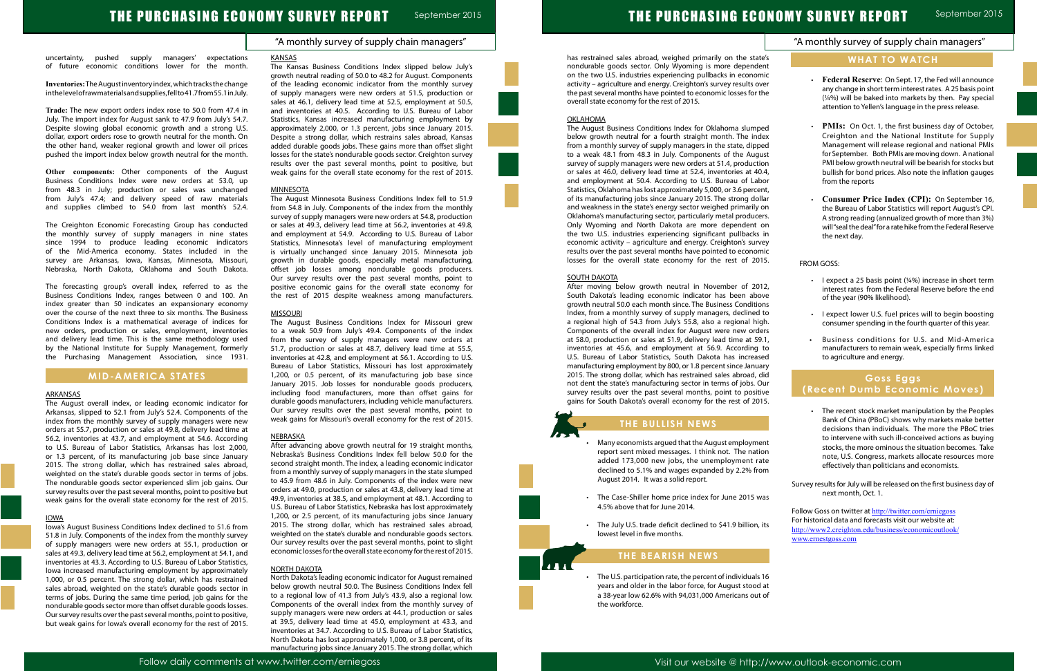uncertainty, pushed supply managers' expectations of future economic conditions lower for the month.

**Inventories:** The August inventory index, which tracks the change in the level of raw materials and supplies, fell to 41.7 from 55.1 in July.

**Trade:** The new export orders index rose to 50.0 from 47.4 in July. The import index for August sank to 47.9 from July's 54.7. Despite slowing global growth and a strong U.S. dollar, export orders rose to growth neutral for the month. On the other hand, weaker regional growth and lower oil prices pushed the import index below growth neutral for the month.

**Other components:** Other components of the August Business Conditions Index were new orders at 53.0, up from 48.3 in July; production or sales was unchanged from July's 47.4; and delivery speed of raw materials and supplies climbed to 54.0 from last month's 52.4.

The Creighton Economic Forecasting Group has conducted the monthly survey of supply managers in nine states since 1994 to produce leading economic indicators of the Mid-America economy. States included in the survey are Arkansas, Iowa, Kansas, Minnesota, Missouri, Nebraska, North Dakota, Oklahoma and South Dakota.

The forecasting group's overall index, referred to as the Business Conditions Index, ranges between 0 and 100. An index greater than 50 indicates an expansionary economy over the course of the next three to six months. The Business Conditions Index is a mathematical average of indices for new orders, production or sales, employment, inventories and delivery lead time. This is the same methodology used by the National Institute for Supply Management, formerly the Purchasing Management Association, since 1931.

## MID-AMERICA STATES

### ARKANSAS

The August overall index, or leading economic indicator for Arkansas, slipped to 52.1 from July's 52.4. Components of the index from the monthly survey of supply managers were new orders at 55.7, production or sales at 49.8, delivery lead time at 56.2, inventories at 43.7, and employment at 54.6. According to U.S. Bureau of Labor Statistics, Arkansas has lost 2,000, or 1.3 percent, of its manufacturing job base since January 2015. The strong dollar, which has restrained sales abroad, weighted on the state's durable goods sector in terms of jobs. The nondurable goods sector experienced slim job gains. Our survey results over the past several months, point to positive but weak gains for the overall state economy for the rest of 2015.

### IOWA

Iowa's August Business Conditions Index declined to 51.6 from 51.8 in July. Components of the index from the monthly survey of supply managers were new orders at 55.1, production or sales at 49.3, delivery lead time at 56.2, employment at 54.1, and inventories at 43.3. According to U.S. Bureau of Labor Statistics, Iowa increased manufacturing employment by approximately 1,000, or 0.5 percent. The strong dollar, which has restrained sales abroad, weighted on the state's durable goods sector in terms of jobs. During the same time period, job gains for the nondurable goods sector more than offset durable goods losses. Our survey results over the past several months, point to positive, but weak gains for Iowa's overall economy for the rest of 2015.

### KANSAS

The Kansas Business Conditions Index slipped below July's growth neutral reading of 50.0 to 48.2 for August. Components of the leading economic indicator from the monthly survey of supply managers were new orders at 51.5, production or sales at 46.1, delivery lead time at 52.5, employment at 50.5, and inventories at 40.5. According to U.S. Bureau of Labor Statistics, Kansas increased manufacturing employment by approximately 2,000, or 1.3 percent, jobs since January 2015. Despite a strong dollar, which restrains sales abroad, Kansas added durable goods jobs. These gains more than offset slight losses for the state's nondurable goods sector. Creighton survey results over the past several months, point to positive, but weak gains for the overall state economy for the rest of 2015.

### MINNESOTA

The August Minnesota Business Conditions Index fell to 51.9 from 54.8 in July. Components of the index from the monthly survey of supply managers were new orders at 54.8, production or sales at 49.3, delivery lead time at 56.2, inventories at 49.8, and employment at 54.9. According to U.S. Bureau of Labor Statistics, Minnesota's level of manufacturing employment is virtually unchanged since January 2015. Minnesota job growth in durable goods, especially metal manufacturing, offset job losses among nondurable goods producers. Our survey results over the past several months, point to positive economic gains for the overall state economy for the rest of 2015 despite weakness among manufacturers.

### MISSOURI

The August Business Conditions Index for Missouri grew to a weak 50.9 from July's 49.4. Components of the index from the survey of supply managers were new orders at 51.7, production or sales at 48.7, delivery lead time at 55.5, inventories at 42.8, and employment at 56.1. According to U.S. Bureau of Labor Statistics, Missouri has lost approximately 1,200, or 0.5 percent, of its manufacturing job base since January 2015. Job losses for nondurable goods producers, including food manufacturers, more than offset gains for durable goods manufacturers, including vehicle manufacturers. Our survey results over the past several months, point to weak gains for Missouri's overall economy for the rest of 2015.

### NEBRASKA

After advancing above growth neutral for 19 straight months, Nebraska's Business Conditions Index fell below 50.0 for the second straight month. The index, a leading economic indicator from a monthly survey of supply managers in the state slumped to 45.9 from 48.6 in July. Components of the index were new orders at 49.0, production or sales at 43.8, delivery lead time at 49.9, inventories at 38.5, and employment at 48.1. According to U.S. Bureau of Labor Statistics, Nebraska has lost approximately 1,200, or 2.5 percent, of its manufacturing jobs since January 2015. The strong dollar, which has restrained sales abroad, weighted on the state's durable and nondurable goods sectors. Our survey results over the past several months, point to slight economic losses for the overall state economy for the rest of 2015.

### NORTH DAKOTA

North Dakota's leading economic indicator for August remained below growth neutral 50.0. The Business Conditions Index fell to a regional low of 41.3 from July's 43.9, also a regional low. Components of the overall index from the monthly survey of supply managers were new orders at 44.1, production or sales at 39.5, delivery lead time at 45.0, employment at 43.3, and inventories at 34.7. According to U.S. Bureau of Labor Statistics, North Dakota has lost approximately 1,000, or 3.8 percent, of its manufacturing jobs since January 2015. The strong dollar, which has restrained sales abroad, weighed primarily on the state's nondurable goods sector. Only Wyoming is more dependent on the two U.S. industries experiencing pullbacks in economic activity – agriculture and energy. Creighton's survey results over the past several months have pointed to economic losses for the overall state economy for the rest of 2015.

### OKLAHOMA

The August Business Conditions Index for Oklahoma slumped below growth neutral for a fourth straight month. The index from a monthly survey of supply managers in the state, dipped to a weak 48.1 from 48.3 in July. Components of the August survey of supply managers were new orders at 51.4, production or sales at 46.0, delivery lead time at 52.4, inventories at 40.4, and employment at 50.4. According to U.S. Bureau of Labor Statistics, Oklahoma has lost approximately 5,000, or 3.6 percent, of its manufacturing jobs since January 2015. The strong dollar and weakness in the state's energy sector weighed primarily on Oklahoma's manufacturing sector, particularly metal producers. Only Wyoming and North Dakota are more dependent on the two U.S. industries experiencing significant pullbacks in economic activity – agriculture and energy. Creighton's survey results over the past several months have pointed to economic losses for the overall state economy for the rest of 2015.

### SOUTH DAKOTA

After moving below growth neutral in November of 2012, South Dakota's leading economic indicator has been above growth neutral 50.0 each month since. The Business Conditions Index, from a monthly survey of supply managers, declined to a regional high of 54.3 from July's 55.8, also a regional high. Components of the overall index for August were new orders at 58.0, production or sales at 51.9, delivery lead time at 59.1, inventories at 45.6, and employment at 56.9. According to U.S. Bureau of Labor Statistics, South Dakota has increased manufacturing employment by 800, or 1.8 percent since January 2015. The strong dollar, which has restrained sales abroad, did not dent the state's manufacturing sector in terms of jobs. Our survey results over the past several months, point to positive gains for South Dakota's overall economy for the rest of 2015.

## THE BULLISH NEWS

- Many economists argued that the August employment report sent mixed messages. I think not. The nation added 173,000 new jobs, the unemployment rate declined to 5.1% and wages expanded by 2.2% from August 2014. It was a solid report.
- The Case-Shiller home price index for June 2015 was 4.5% above that for June 2014.
- The July U.S. trade deficit declined to $41.9 billion, its lowest level in five months.

## THE BEARISH NEWS

- The U.S. participation rate, the percent of individuals 16 years and older in the labor force, for August stood at a 38-year low 62.6% with 94,031,000 Americans out of the workforce.

## WHAT TO WATCH

- **Federal Reserve**: On Sept. 17, the Fed will announce any change in short term interest rates. A 25 basis point (¼%) will be baked into markets by then. Pay special attention to Yellen's language in the press release.
- **PMIs:** On Oct. 1, the first business day of October, Creighton and the National Institute for Supply Management will release regional and national PMIs for September. Both PMIs are moving down. A national PMI below growth neutral will be bearish for stocks but bullish for bond prices. Also note the inflation gauges from the reports
- **Consumer Price Index (CPI):** On September 16, the Bureau of Labor Statistics will report August's CPI. A strong reading (annualized growth of more than 3%) will "seal the deal" for a rate hike from the Federal Reserve the next day.

FROM GOSS:

- I expect a 25 basis point (¼%) increase in short term interest rates from the Federal Reserve before the end of the year (90% likelihood).
- I expect lower U.S. fuel prices will to begin boosting consumer spending in the fourth quarter of this year.
- Business conditions for U.S. and Mid-America manufacturers to remain weak, especially firms linked to agriculture and energy.

## Goss Eggs (Recent Dumb Economic Moves)

- The recent stock market manipulation by the Peoples Bank of China (PBoC) shows why markets make better decisions than individuals. The more the PBoC tries to intervene with such ill-conceived actions as buying stocks, the more ominous the situation becomes. Take note, U.S. Congress, markets allocate resources more effectively than politicians and economists.

Survey results for July will be released on the first business day of next month, Oct. 1.

Follow Goss on twitter at http://twitter.com/erniegoss
For historical data and forecasts visit our website at:
http://www2.creighton.edu/business/economicoutlook/
www.ernestgoss.com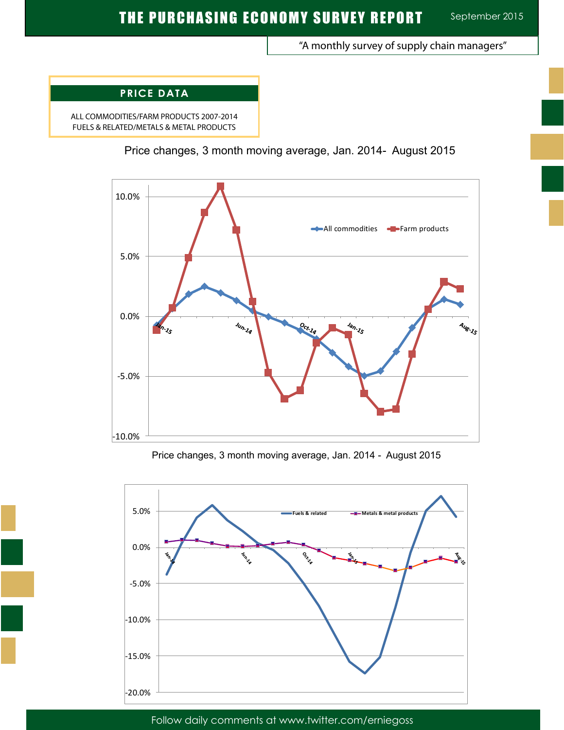# THE PURCHASING ECONOMY SURVEY REPORT

September 2015

"A monthly survey of supply chain managers"

## PRICE DATA

ALL COMMODITIES/FARM PRODUCTS 2007-2014
FUELS & RELATED/METALS & METAL PRODUCTS

Price changes, 3 month moving average, Jan. 2014- August 2015

10.0%
5.0%
0.0%
-5.0%
-10.0%

All commodities
Farm products

Jan-15
Jun-14
Oct-14
Jan-15
Aug-15

Price changes, 3 month moving average, Jan. 2014 - August 2015

5.0%
0.0%
-5.0%
-10.0%
-15.0%
-20.0%

Fuels & related
Metals & metal products

Jan-14
Jun-14
Oct-14
Jan-15
Aug-15

Follow daily comments at www.twitter.com/erniegoss